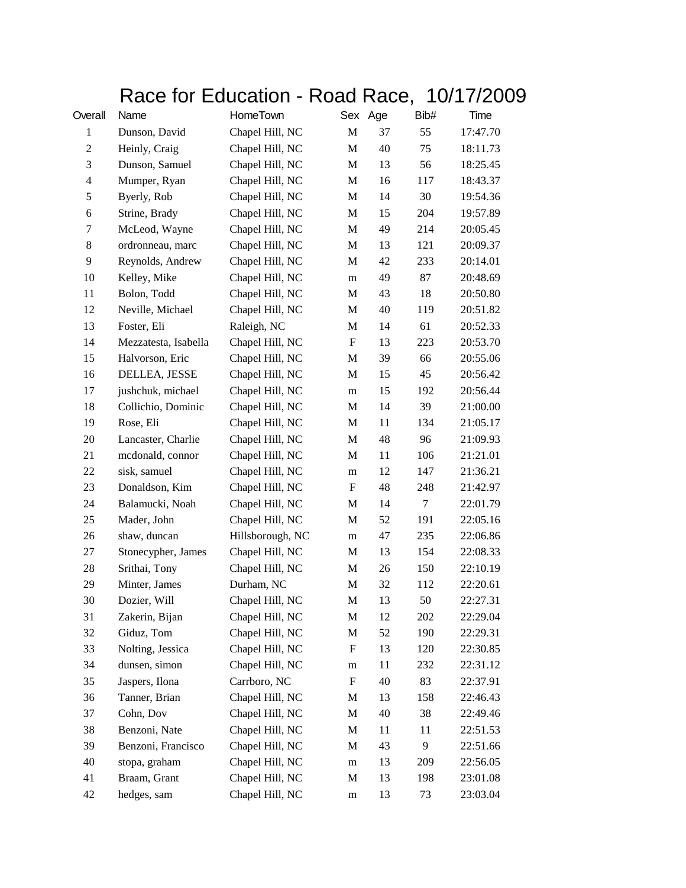# Race for Education - Road Race, 10/17/2009

| Overall | Name | HomeTown | Sex | Age | Bib# | Time |
|---|---|---|---|---|---|---|
| 1 | Dunson, David | Chapel Hill, NC | M | 37 | 55 | 17:47.70 |
| 2 | Heinly, Craig | Chapel Hill, NC | M | 40 | 75 | 18:11.73 |
| 3 | Dunson, Samuel | Chapel Hill, NC | M | 13 | 56 | 18:25.45 |
| 4 | Mumper, Ryan | Chapel Hill, NC | M | 16 | 117 | 18:43.37 |
| 5 | Byerly, Rob | Chapel Hill, NC | M | 14 | 30 | 19:54.36 |
| 6 | Strine, Brady | Chapel Hill, NC | M | 15 | 204 | 19:57.89 |
| 7 | McLeod, Wayne | Chapel Hill, NC | M | 49 | 214 | 20:05.45 |
| 8 | ordronneau, marc | Chapel Hill, NC | M | 13 | 121 | 20:09.37 |
| 9 | Reynolds, Andrew | Chapel Hill, NC | M | 42 | 233 | 20:14.01 |
| 10 | Kelley, Mike | Chapel Hill, NC | m | 49 | 87 | 20:48.69 |
| 11 | Bolon, Todd | Chapel Hill, NC | M | 43 | 18 | 20:50.80 |
| 12 | Neville, Michael | Chapel Hill, NC | M | 40 | 119 | 20:51.82 |
| 13 | Foster, Eli | Raleigh, NC | M | 14 | 61 | 20:52.33 |
| 14 | Mezzatesta, Isabella | Chapel Hill, NC | F | 13 | 223 | 20:53.70 |
| 15 | Halvorson, Eric | Chapel Hill, NC | M | 39 | 66 | 20:55.06 |
| 16 | DELLEA, JESSE | Chapel Hill, NC | M | 15 | 45 | 20:56.42 |
| 17 | jushchuk, michael | Chapel Hill, NC | m | 15 | 192 | 20:56.44 |
| 18 | Collichio, Dominic | Chapel Hill, NC | M | 14 | 39 | 21:00.00 |
| 19 | Rose, Eli | Chapel Hill, NC | M | 11 | 134 | 21:05.17 |
| 20 | Lancaster, Charlie | Chapel Hill, NC | M | 48 | 96 | 21:09.93 |
| 21 | mcdonald, connor | Chapel Hill, NC | M | 11 | 106 | 21:21.01 |
| 22 | sisk, samuel | Chapel Hill, NC | m | 12 | 147 | 21:36.21 |
| 23 | Donaldson, Kim | Chapel Hill, NC | F | 48 | 248 | 21:42.97 |
| 24 | Balamucki, Noah | Chapel Hill, NC | M | 14 | 7 | 22:01.79 |
| 25 | Mader, John | Chapel Hill, NC | M | 52 | 191 | 22:05.16 |
| 26 | shaw, duncan | Hillsborough, NC | m | 47 | 235 | 22:06.86 |
| 27 | Stonecypher, James | Chapel Hill, NC | M | 13 | 154 | 22:08.33 |
| 28 | Srithai, Tony | Chapel Hill, NC | M | 26 | 150 | 22:10.19 |
| 29 | Minter, James | Durham, NC | M | 32 | 112 | 22:20.61 |
| 30 | Dozier, Will | Chapel Hill, NC | M | 13 | 50 | 22:27.31 |
| 31 | Zakerin, Bijan | Chapel Hill, NC | M | 12 | 202 | 22:29.04 |
| 32 | Giduz, Tom | Chapel Hill, NC | M | 52 | 190 | 22:29.31 |
| 33 | Nolting, Jessica | Chapel Hill, NC | F | 13 | 120 | 22:30.85 |
| 34 | dunsen, simon | Chapel Hill, NC | m | 11 | 232 | 22:31.12 |
| 35 | Jaspers, Ilona | Carrboro, NC | F | 40 | 83 | 22:37.91 |
| 36 | Tanner, Brian | Chapel Hill, NC | M | 13 | 158 | 22:46.43 |
| 37 | Cohn, Dov | Chapel Hill, NC | M | 40 | 38 | 22:49.46 |
| 38 | Benzoni, Nate | Chapel Hill, NC | M | 11 | 11 | 22:51.53 |
| 39 | Benzoni, Francisco | Chapel Hill, NC | M | 43 | 9 | 22:51.66 |
| 40 | stopa, graham | Chapel Hill, NC | m | 13 | 209 | 22:56.05 |
| 41 | Braam, Grant | Chapel Hill, NC | M | 13 | 198 | 23:01.08 |
| 42 | hedges, sam | Chapel Hill, NC | m | 13 | 73 | 23:03.04 |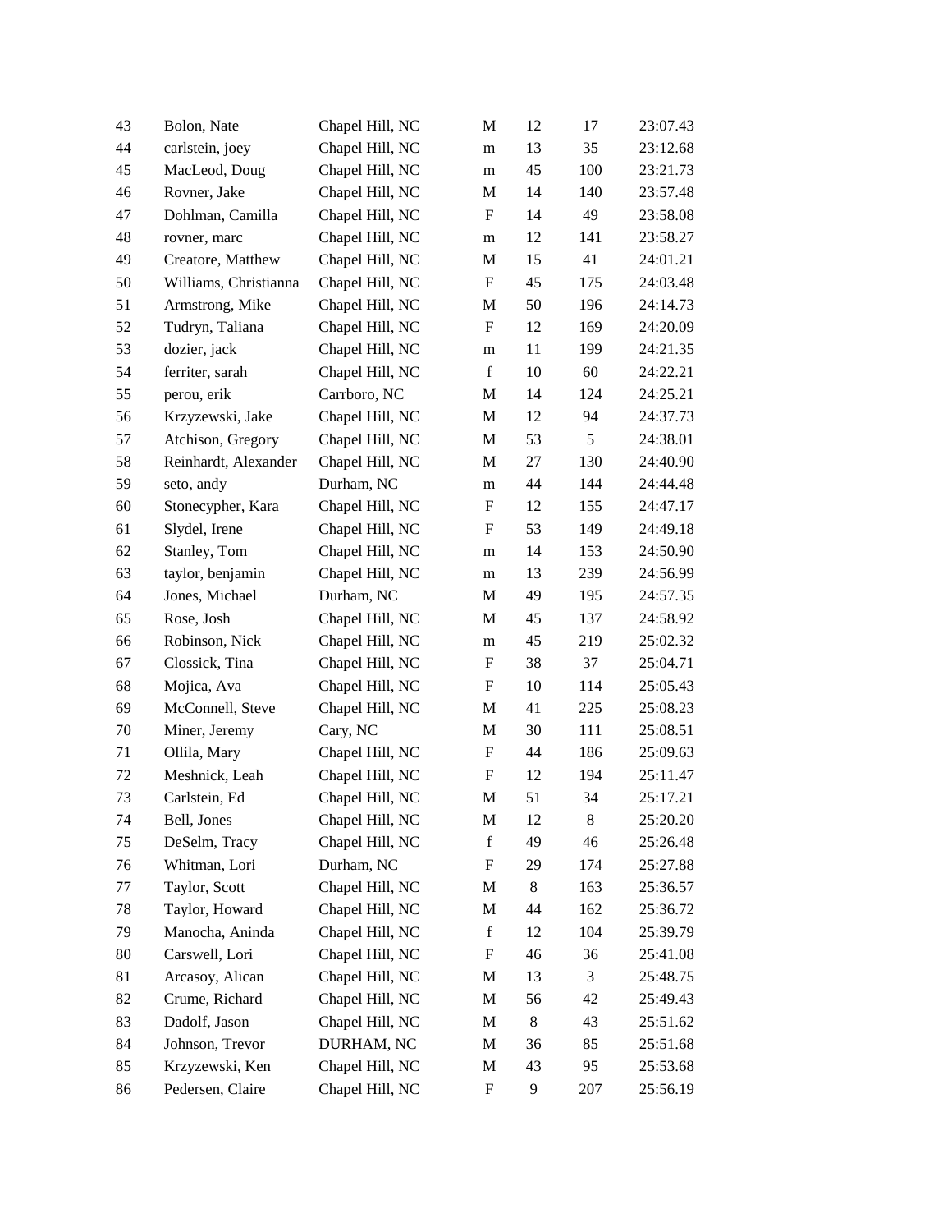| | | | | | | |
|---|---|---|---|---|---|---|
| 43 | Bolon, Nate | Chapel Hill, NC | M | 12 | 17 | 23:07.43 |
| 44 | carlstein, joey | Chapel Hill, NC | m | 13 | 35 | 23:12.68 |
| 45 | MacLeod, Doug | Chapel Hill, NC | m | 45 | 100 | 23:21.73 |
| 46 | Rovner, Jake | Chapel Hill, NC | M | 14 | 140 | 23:57.48 |
| 47 | Dohlman, Camilla | Chapel Hill, NC | F | 14 | 49 | 23:58.08 |
| 48 | rovner, marc | Chapel Hill, NC | m | 12 | 141 | 23:58.27 |
| 49 | Creatore, Matthew | Chapel Hill, NC | M | 15 | 41 | 24:01.21 |
| 50 | Williams, Christianna | Chapel Hill, NC | F | 45 | 175 | 24:03.48 |
| 51 | Armstrong, Mike | Chapel Hill, NC | M | 50 | 196 | 24:14.73 |
| 52 | Tudryn, Taliana | Chapel Hill, NC | F | 12 | 169 | 24:20.09 |
| 53 | dozier, jack | Chapel Hill, NC | m | 11 | 199 | 24:21.35 |
| 54 | ferriter, sarah | Chapel Hill, NC | f | 10 | 60 | 24:22.21 |
| 55 | perou, erik | Carrboro, NC | M | 14 | 124 | 24:25.21 |
| 56 | Krzyzewski, Jake | Chapel Hill, NC | M | 12 | 94 | 24:37.73 |
| 57 | Atchison, Gregory | Chapel Hill, NC | M | 53 | 5 | 24:38.01 |
| 58 | Reinhardt, Alexander | Chapel Hill, NC | M | 27 | 130 | 24:40.90 |
| 59 | seto, andy | Durham, NC | m | 44 | 144 | 24:44.48 |
| 60 | Stonecypher, Kara | Chapel Hill, NC | F | 12 | 155 | 24:47.17 |
| 61 | Slydel, Irene | Chapel Hill, NC | F | 53 | 149 | 24:49.18 |
| 62 | Stanley, Tom | Chapel Hill, NC | m | 14 | 153 | 24:50.90 |
| 63 | taylor, benjamin | Chapel Hill, NC | m | 13 | 239 | 24:56.99 |
| 64 | Jones, Michael | Durham, NC | M | 49 | 195 | 24:57.35 |
| 65 | Rose, Josh | Chapel Hill, NC | M | 45 | 137 | 24:58.92 |
| 66 | Robinson, Nick | Chapel Hill, NC | m | 45 | 219 | 25:02.32 |
| 67 | Clossick, Tina | Chapel Hill, NC | F | 38 | 37 | 25:04.71 |
| 68 | Mojica, Ava | Chapel Hill, NC | F | 10 | 114 | 25:05.43 |
| 69 | McConnell, Steve | Chapel Hill, NC | M | 41 | 225 | 25:08.23 |
| 70 | Miner, Jeremy | Cary, NC | M | 30 | 111 | 25:08.51 |
| 71 | Ollila, Mary | Chapel Hill, NC | F | 44 | 186 | 25:09.63 |
| 72 | Meshnick, Leah | Chapel Hill, NC | F | 12 | 194 | 25:11.47 |
| 73 | Carlstein, Ed | Chapel Hill, NC | M | 51 | 34 | 25:17.21 |
| 74 | Bell, Jones | Chapel Hill, NC | M | 12 | 8 | 25:20.20 |
| 75 | DeSelm, Tracy | Chapel Hill, NC | f | 49 | 46 | 25:26.48 |
| 76 | Whitman, Lori | Durham, NC | F | 29 | 174 | 25:27.88 |
| 77 | Taylor, Scott | Chapel Hill, NC | M | 8 | 163 | 25:36.57 |
| 78 | Taylor, Howard | Chapel Hill, NC | M | 44 | 162 | 25:36.72 |
| 79 | Manocha, Aninda | Chapel Hill, NC | f | 12 | 104 | 25:39.79 |
| 80 | Carswell, Lori | Chapel Hill, NC | F | 46 | 36 | 25:41.08 |
| 81 | Arcasoy, Alican | Chapel Hill, NC | M | 13 | 3 | 25:48.75 |
| 82 | Crume, Richard | Chapel Hill, NC | M | 56 | 42 | 25:49.43 |
| 83 | Dadolf, Jason | Chapel Hill, NC | M | 8 | 43 | 25:51.62 |
| 84 | Johnson, Trevor | DURHAM, NC | M | 36 | 85 | 25:51.68 |
| 85 | Krzyzewski, Ken | Chapel Hill, NC | M | 43 | 95 | 25:53.68 |
| 86 | Pedersen, Claire | Chapel Hill, NC | F | 9 | 207 | 25:56.19 |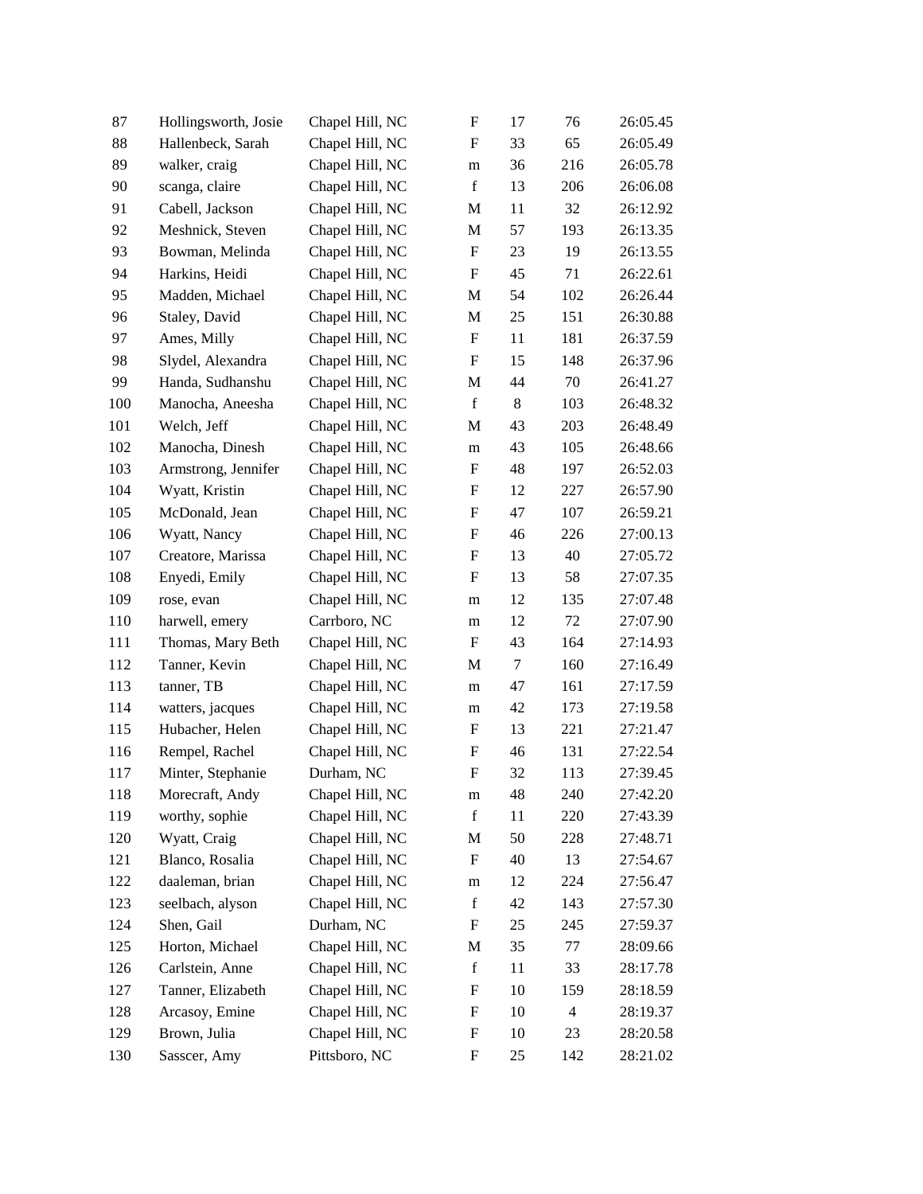| | | | | | | |
|---|---|---|---|---|---|---|
| 87 | Hollingsworth, Josie | Chapel Hill, NC | F | 17 | 76 | 26:05.45 |
| 88 | Hallenbeck, Sarah | Chapel Hill, NC | F | 33 | 65 | 26:05.49 |
| 89 | walker, craig | Chapel Hill, NC | m | 36 | 216 | 26:05.78 |
| 90 | scanga, claire | Chapel Hill, NC | f | 13 | 206 | 26:06.08 |
| 91 | Cabell, Jackson | Chapel Hill, NC | M | 11 | 32 | 26:12.92 |
| 92 | Meshnick, Steven | Chapel Hill, NC | M | 57 | 193 | 26:13.35 |
| 93 | Bowman, Melinda | Chapel Hill, NC | F | 23 | 19 | 26:13.55 |
| 94 | Harkins, Heidi | Chapel Hill, NC | F | 45 | 71 | 26:22.61 |
| 95 | Madden, Michael | Chapel Hill, NC | M | 54 | 102 | 26:26.44 |
| 96 | Staley, David | Chapel Hill, NC | M | 25 | 151 | 26:30.88 |
| 97 | Ames, Milly | Chapel Hill, NC | F | 11 | 181 | 26:37.59 |
| 98 | Slydel, Alexandra | Chapel Hill, NC | F | 15 | 148 | 26:37.96 |
| 99 | Handa, Sudhanshu | Chapel Hill, NC | M | 44 | 70 | 26:41.27 |
| 100 | Manocha, Aneesha | Chapel Hill, NC | f | 8 | 103 | 26:48.32 |
| 101 | Welch, Jeff | Chapel Hill, NC | M | 43 | 203 | 26:48.49 |
| 102 | Manocha, Dinesh | Chapel Hill, NC | m | 43 | 105 | 26:48.66 |
| 103 | Armstrong, Jennifer | Chapel Hill, NC | F | 48 | 197 | 26:52.03 |
| 104 | Wyatt, Kristin | Chapel Hill, NC | F | 12 | 227 | 26:57.90 |
| 105 | McDonald, Jean | Chapel Hill, NC | F | 47 | 107 | 26:59.21 |
| 106 | Wyatt, Nancy | Chapel Hill, NC | F | 46 | 226 | 27:00.13 |
| 107 | Creatore, Marissa | Chapel Hill, NC | F | 13 | 40 | 27:05.72 |
| 108 | Enyedi, Emily | Chapel Hill, NC | F | 13 | 58 | 27:07.35 |
| 109 | rose, evan | Chapel Hill, NC | m | 12 | 135 | 27:07.48 |
| 110 | harwell, emery | Carrboro, NC | m | 12 | 72 | 27:07.90 |
| 111 | Thomas, Mary Beth | Chapel Hill, NC | F | 43 | 164 | 27:14.93 |
| 112 | Tanner, Kevin | Chapel Hill, NC | M | 7 | 160 | 27:16.49 |
| 113 | tanner, TB | Chapel Hill, NC | m | 47 | 161 | 27:17.59 |
| 114 | watters, jacques | Chapel Hill, NC | m | 42 | 173 | 27:19.58 |
| 115 | Hubacher, Helen | Chapel Hill, NC | F | 13 | 221 | 27:21.47 |
| 116 | Rempel, Rachel | Chapel Hill, NC | F | 46 | 131 | 27:22.54 |
| 117 | Minter, Stephanie | Durham, NC | F | 32 | 113 | 27:39.45 |
| 118 | Morecraft, Andy | Chapel Hill, NC | m | 48 | 240 | 27:42.20 |
| 119 | worthy, sophie | Chapel Hill, NC | f | 11 | 220 | 27:43.39 |
| 120 | Wyatt, Craig | Chapel Hill, NC | M | 50 | 228 | 27:48.71 |
| 121 | Blanco, Rosalia | Chapel Hill, NC | F | 40 | 13 | 27:54.67 |
| 122 | daaleman, brian | Chapel Hill, NC | m | 12 | 224 | 27:56.47 |
| 123 | seelbach, alyson | Chapel Hill, NC | f | 42 | 143 | 27:57.30 |
| 124 | Shen, Gail | Durham, NC | F | 25 | 245 | 27:59.37 |
| 125 | Horton, Michael | Chapel Hill, NC | M | 35 | 77 | 28:09.66 |
| 126 | Carlstein, Anne | Chapel Hill, NC | f | 11 | 33 | 28:17.78 |
| 127 | Tanner, Elizabeth | Chapel Hill, NC | F | 10 | 159 | 28:18.59 |
| 128 | Arcasoy, Emine | Chapel Hill, NC | F | 10 | 4 | 28:19.37 |
| 129 | Brown, Julia | Chapel Hill, NC | F | 10 | 23 | 28:20.58 |
| 130 | Sasscer, Amy | Pittsboro, NC | F | 25 | 142 | 28:21.02 |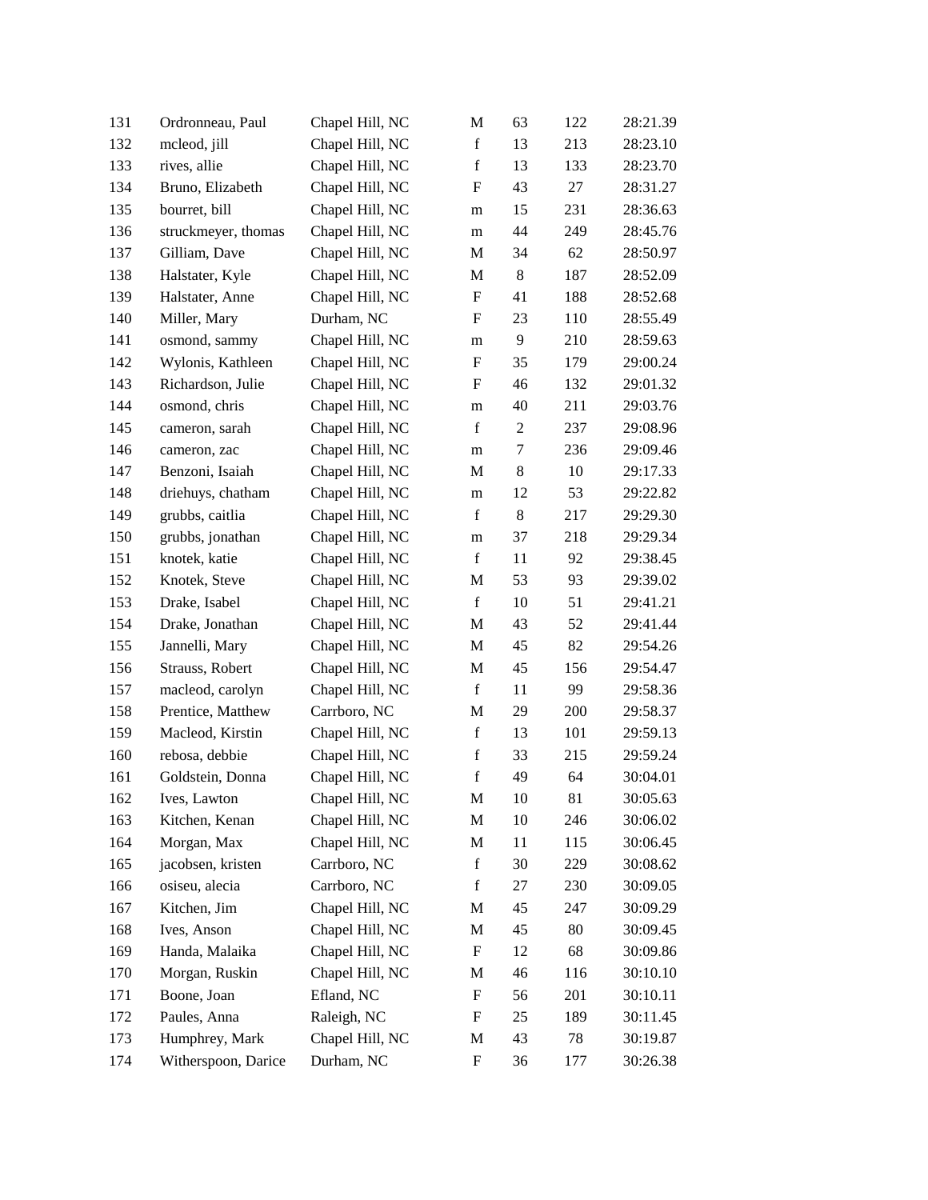| 131 | Ordronneau, Paul | Chapel Hill, NC | M | 63 | 122 | 28:21.39 |
|---|---|---|---|---|---|---|
| 132 | mcleod, jill | Chapel Hill, NC | f | 13 | 213 | 28:23.10 |
| 133 | rives, allie | Chapel Hill, NC | f | 13 | 133 | 28:23.70 |
| 134 | Bruno, Elizabeth | Chapel Hill, NC | F | 43 | 27 | 28:31.27 |
| 135 | bourret, bill | Chapel Hill, NC | m | 15 | 231 | 28:36.63 |
| 136 | struckmeyer, thomas | Chapel Hill, NC | m | 44 | 249 | 28:45.76 |
| 137 | Gilliam, Dave | Chapel Hill, NC | M | 34 | 62 | 28:50.97 |
| 138 | Halstater, Kyle | Chapel Hill, NC | M | 8 | 187 | 28:52.09 |
| 139 | Halstater, Anne | Chapel Hill, NC | F | 41 | 188 | 28:52.68 |
| 140 | Miller, Mary | Durham, NC | F | 23 | 110 | 28:55.49 |
| 141 | osmond, sammy | Chapel Hill, NC | m | 9 | 210 | 28:59.63 |
| 142 | Wylonis, Kathleen | Chapel Hill, NC | F | 35 | 179 | 29:00.24 |
| 143 | Richardson, Julie | Chapel Hill, NC | F | 46 | 132 | 29:01.32 |
| 144 | osmond, chris | Chapel Hill, NC | m | 40 | 211 | 29:03.76 |
| 145 | cameron, sarah | Chapel Hill, NC | f | 2 | 237 | 29:08.96 |
| 146 | cameron, zac | Chapel Hill, NC | m | 7 | 236 | 29:09.46 |
| 147 | Benzoni, Isaiah | Chapel Hill, NC | M | 8 | 10 | 29:17.33 |
| 148 | driehuys, chatham | Chapel Hill, NC | m | 12 | 53 | 29:22.82 |
| 149 | grubbs, caitlia | Chapel Hill, NC | f | 8 | 217 | 29:29.30 |
| 150 | grubbs, jonathan | Chapel Hill, NC | m | 37 | 218 | 29:29.34 |
| 151 | knotek, katie | Chapel Hill, NC | f | 11 | 92 | 29:38.45 |
| 152 | Knotek, Steve | Chapel Hill, NC | M | 53 | 93 | 29:39.02 |
| 153 | Drake, Isabel | Chapel Hill, NC | f | 10 | 51 | 29:41.21 |
| 154 | Drake, Jonathan | Chapel Hill, NC | M | 43 | 52 | 29:41.44 |
| 155 | Jannelli, Mary | Chapel Hill, NC | M | 45 | 82 | 29:54.26 |
| 156 | Strauss, Robert | Chapel Hill, NC | M | 45 | 156 | 29:54.47 |
| 157 | macleod, carolyn | Chapel Hill, NC | f | 11 | 99 | 29:58.36 |
| 158 | Prentice, Matthew | Carrboro, NC | M | 29 | 200 | 29:58.37 |
| 159 | Macleod, Kirstin | Chapel Hill, NC | f | 13 | 101 | 29:59.13 |
| 160 | rebosa, debbie | Chapel Hill, NC | f | 33 | 215 | 29:59.24 |
| 161 | Goldstein, Donna | Chapel Hill, NC | f | 49 | 64 | 30:04.01 |
| 162 | Ives, Lawton | Chapel Hill, NC | M | 10 | 81 | 30:05.63 |
| 163 | Kitchen, Kenan | Chapel Hill, NC | M | 10 | 246 | 30:06.02 |
| 164 | Morgan, Max | Chapel Hill, NC | M | 11 | 115 | 30:06.45 |
| 165 | jacobsen, kristen | Carrboro, NC | f | 30 | 229 | 30:08.62 |
| 166 | osiseu, alecia | Carrboro, NC | f | 27 | 230 | 30:09.05 |
| 167 | Kitchen, Jim | Chapel Hill, NC | M | 45 | 247 | 30:09.29 |
| 168 | Ives, Anson | Chapel Hill, NC | M | 45 | 80 | 30:09.45 |
| 169 | Handa, Malaika | Chapel Hill, NC | F | 12 | 68 | 30:09.86 |
| 170 | Morgan, Ruskin | Chapel Hill, NC | M | 46 | 116 | 30:10.10 |
| 171 | Boone, Joan | Efland, NC | F | 56 | 201 | 30:10.11 |
| 172 | Paules, Anna | Raleigh, NC | F | 25 | 189 | 30:11.45 |
| 173 | Humphrey, Mark | Chapel Hill, NC | M | 43 | 78 | 30:19.87 |
| 174 | Witherspoon, Darice | Durham, NC | F | 36 | 177 | 30:26.38 |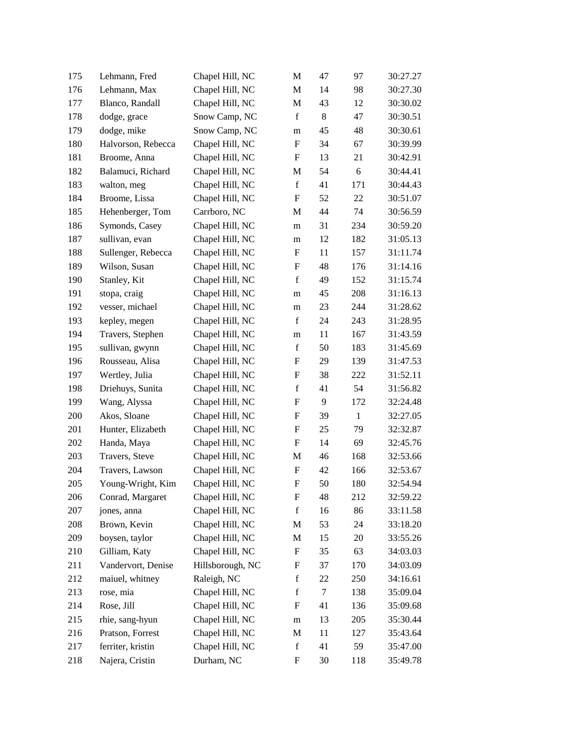| | | | | | | |
|---|---|---|---|---|---|---|
| 175 | Lehmann, Fred | Chapel Hill, NC | M | 47 | 97 | 30:27.27 |
| 176 | Lehmann, Max | Chapel Hill, NC | M | 14 | 98 | 30:27.30 |
| 177 | Blanco, Randall | Chapel Hill, NC | M | 43 | 12 | 30:30.02 |
| 178 | dodge, grace | Snow Camp, NC | f | 8 | 47 | 30:30.51 |
| 179 | dodge, mike | Snow Camp, NC | m | 45 | 48 | 30:30.61 |
| 180 | Halvorson, Rebecca | Chapel Hill, NC | F | 34 | 67 | 30:39.99 |
| 181 | Broome, Anna | Chapel Hill, NC | F | 13 | 21 | 30:42.91 |
| 182 | Balamuci, Richard | Chapel Hill, NC | M | 54 | 6 | 30:44.41 |
| 183 | walton, meg | Chapel Hill, NC | f | 41 | 171 | 30:44.43 |
| 184 | Broome, Lissa | Chapel Hill, NC | F | 52 | 22 | 30:51.07 |
| 185 | Hehenberger, Tom | Carrboro, NC | M | 44 | 74 | 30:56.59 |
| 186 | Symonds, Casey | Chapel Hill, NC | m | 31 | 234 | 30:59.20 |
| 187 | sullivan, evan | Chapel Hill, NC | m | 12 | 182 | 31:05.13 |
| 188 | Sullenger, Rebecca | Chapel Hill, NC | F | 11 | 157 | 31:11.74 |
| 189 | Wilson, Susan | Chapel Hill, NC | F | 48 | 176 | 31:14.16 |
| 190 | Stanley, Kit | Chapel Hill, NC | f | 49 | 152 | 31:15.74 |
| 191 | stopa, craig | Chapel Hill, NC | m | 45 | 208 | 31:16.13 |
| 192 | vesser, michael | Chapel Hill, NC | m | 23 | 244 | 31:28.62 |
| 193 | kepley, megen | Chapel Hill, NC | f | 24 | 243 | 31:28.95 |
| 194 | Travers, Stephen | Chapel Hill, NC | m | 11 | 167 | 31:43.59 |
| 195 | sullivan, gwynn | Chapel Hill, NC | f | 50 | 183 | 31:45.69 |
| 196 | Rousseau, Alisa | Chapel Hill, NC | F | 29 | 139 | 31:47.53 |
| 197 | Wertley, Julia | Chapel Hill, NC | F | 38 | 222 | 31:52.11 |
| 198 | Driehuys, Sunita | Chapel Hill, NC | f | 41 | 54 | 31:56.82 |
| 199 | Wang, Alyssa | Chapel Hill, NC | F | 9 | 172 | 32:24.48 |
| 200 | Akos, Sloane | Chapel Hill, NC | F | 39 | 1 | 32:27.05 |
| 201 | Hunter, Elizabeth | Chapel Hill, NC | F | 25 | 79 | 32:32.87 |
| 202 | Handa, Maya | Chapel Hill, NC | F | 14 | 69 | 32:45.76 |
| 203 | Travers, Steve | Chapel Hill, NC | M | 46 | 168 | 32:53.66 |
| 204 | Travers, Lawson | Chapel Hill, NC | F | 42 | 166 | 32:53.67 |
| 205 | Young-Wright, Kim | Chapel Hill, NC | F | 50 | 180 | 32:54.94 |
| 206 | Conrad, Margaret | Chapel Hill, NC | F | 48 | 212 | 32:59.22 |
| 207 | jones, anna | Chapel Hill, NC | f | 16 | 86 | 33:11.58 |
| 208 | Brown, Kevin | Chapel Hill, NC | M | 53 | 24 | 33:18.20 |
| 209 | boysen, taylor | Chapel Hill, NC | M | 15 | 20 | 33:55.26 |
| 210 | Gilliam, Katy | Chapel Hill, NC | F | 35 | 63 | 34:03.03 |
| 211 | Vandervort, Denise | Hillsborough, NC | F | 37 | 170 | 34:03.09 |
| 212 | maiuel, whitney | Raleigh, NC | f | 22 | 250 | 34:16.61 |
| 213 | rose, mia | Chapel Hill, NC | f | 7 | 138 | 35:09.04 |
| 214 | Rose, Jill | Chapel Hill, NC | F | 41 | 136 | 35:09.68 |
| 215 | rhie, sang-hyun | Chapel Hill, NC | m | 13 | 205 | 35:30.44 |
| 216 | Pratson, Forrest | Chapel Hill, NC | M | 11 | 127 | 35:43.64 |
| 217 | ferriter, kristin | Chapel Hill, NC | f | 41 | 59 | 35:47.00 |
| 218 | Najera, Cristin | Durham, NC | F | 30 | 118 | 35:49.78 |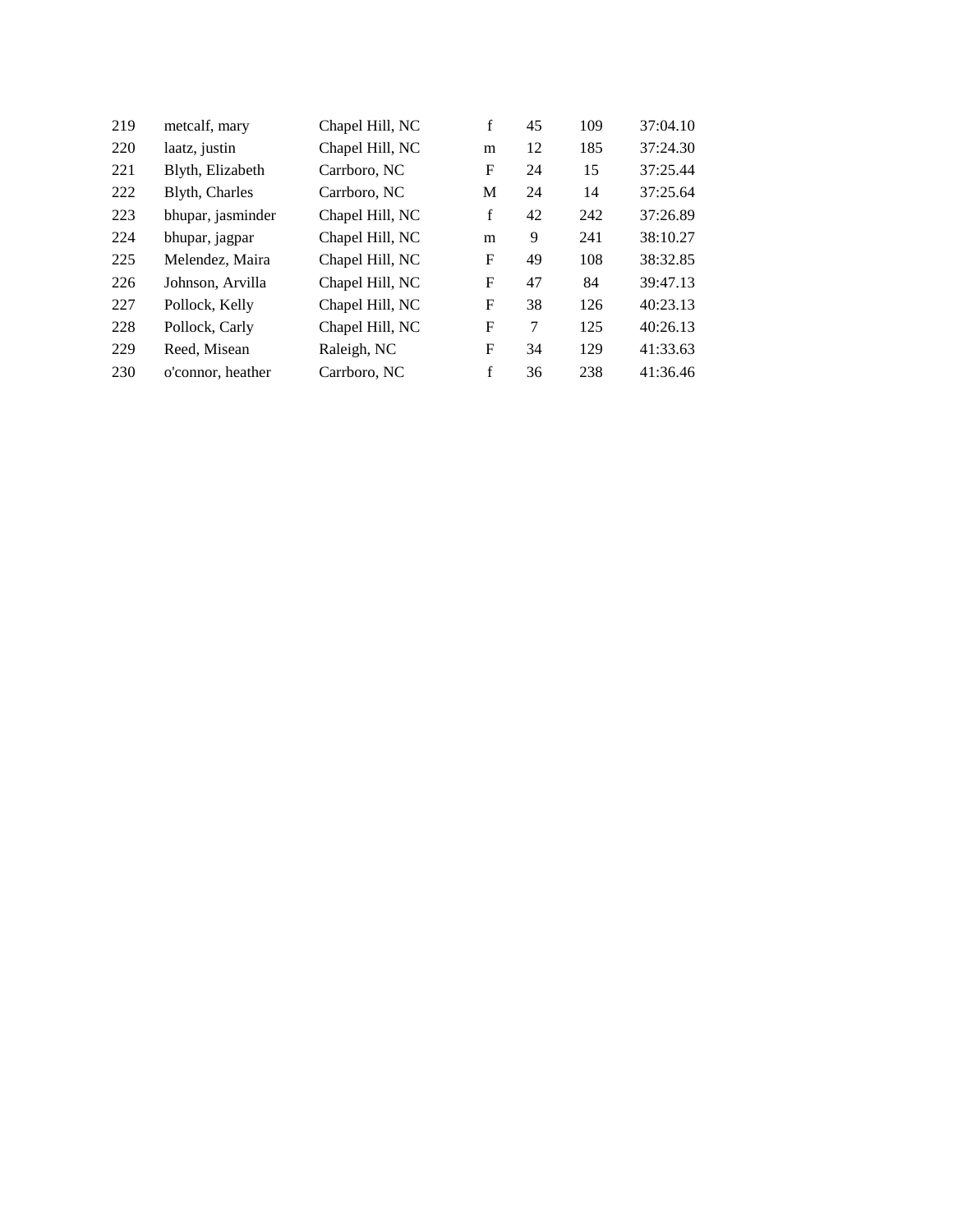| | | | | | | |
|---|---|---|---|---|---|---|
| 219 | metcalf, mary | Chapel Hill, NC | f | 45 | 109 | 37:04.10 |
| 220 | laatz, justin | Chapel Hill, NC | m | 12 | 185 | 37:24.30 |
| 221 | Blyth, Elizabeth | Carrboro, NC | F | 24 | 15 | 37:25.44 |
| 222 | Blyth, Charles | Carrboro, NC | M | 24 | 14 | 37:25.64 |
| 223 | bhupar, jasminder | Chapel Hill, NC | f | 42 | 242 | 37:26.89 |
| 224 | bhupar, jagpar | Chapel Hill, NC | m | 9 | 241 | 38:10.27 |
| 225 | Melendez, Maira | Chapel Hill, NC | F | 49 | 108 | 38:32.85 |
| 226 | Johnson, Arvilla | Chapel Hill, NC | F | 47 | 84 | 39:47.13 |
| 227 | Pollock, Kelly | Chapel Hill, NC | F | 38 | 126 | 40:23.13 |
| 228 | Pollock, Carly | Chapel Hill, NC | F | 7 | 125 | 40:26.13 |
| 229 | Reed, Misean | Raleigh, NC | F | 34 | 129 | 41:33.63 |
| 230 | o'connor, heather | Carrboro, NC | f | 36 | 238 | 41:36.46 |